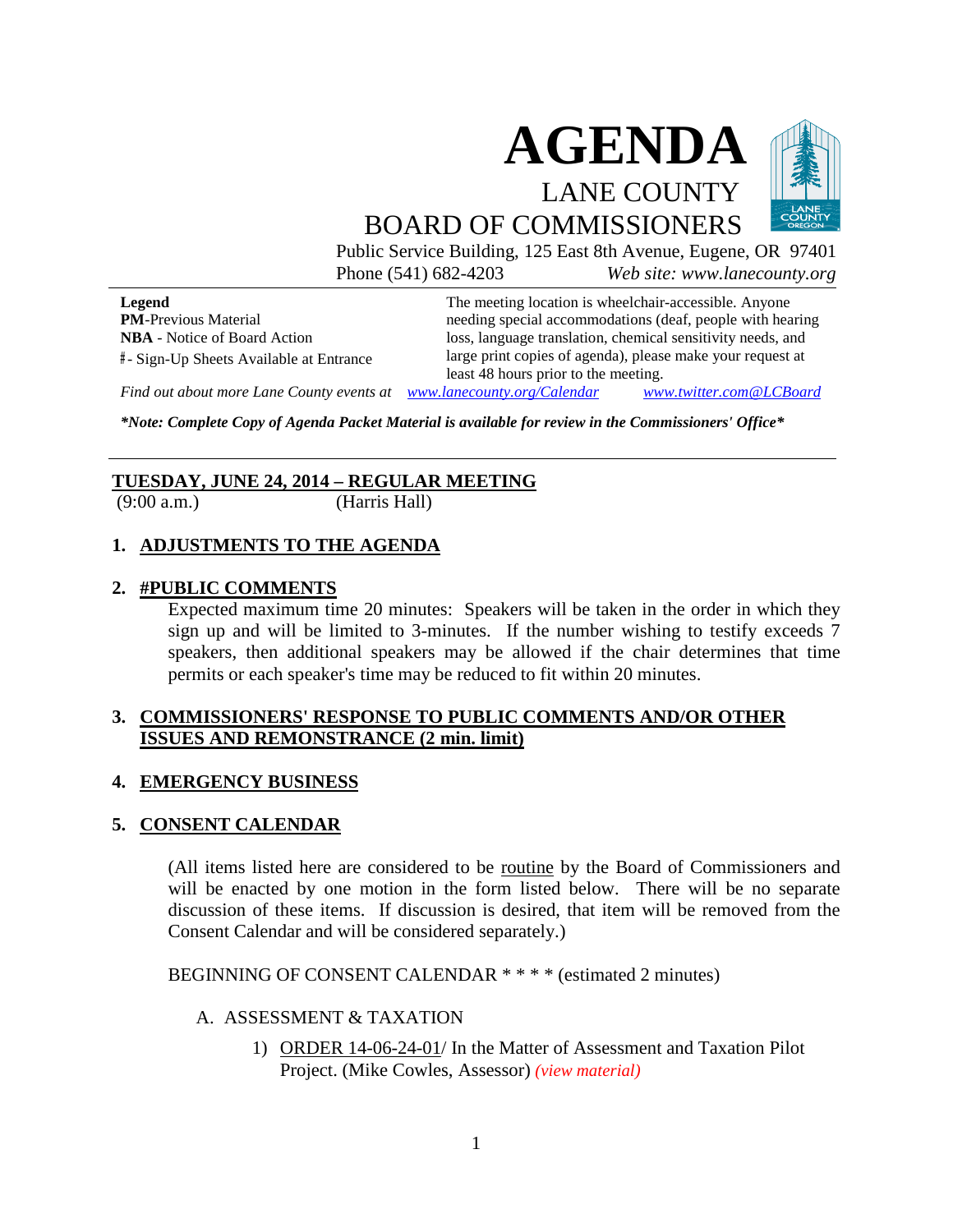# AGENDA

## LANE COUNTY BOARD OF COMMISSIONERS

Public Service Building, 125 East 8th Avenue, Eugene, OR 97401
Phone (541) 682-4203 *Web site: www.lanecounty.org*

**Legend**
**PM**-Previous Material
**NBA** - Notice of Board Action
#- Sign-Up Sheets Available at Entrance

The meeting location is wheelchair-accessible. Anyone needing special accommodations (deaf, people with hearing loss, language translation, chemical sensitivity needs, and large print copies of agenda), please make your request at least 48 hours prior to the meeting.

*Find out about more Lane County events at* *www.lanecounty.org/Calendar* *www.twitter.com@LCBoard*

***Note: Complete Copy of Agenda Packet Material is available for review in the Commissioners' Office***

---

**TUESDAY, JUNE 24, 2014 – REGULAR MEETING**
(9:00 a.m.) (Harris Hall)

**1. ADJUSTMENTS TO THE AGENDA**

**2. #PUBLIC COMMENTS**

Expected maximum time 20 minutes: Speakers will be taken in the order in which they sign up and will be limited to 3-minutes. If the number wishing to testify exceeds 7 speakers, then additional speakers may be allowed if the chair determines that time permits or each speaker's time may be reduced to fit within 20 minutes.

**3. COMMISSIONERS' RESPONSE TO PUBLIC COMMENTS AND/OR OTHER ISSUES AND REMONSTRANCE (2 min. limit)**

**4. EMERGENCY BUSINESS**

**5. CONSENT CALENDAR**

(All items listed here are considered to be routine by the Board of Commissioners and will be enacted by one motion in the form listed below. There will be no separate discussion of these items. If discussion is desired, that item will be removed from the Consent Calendar and will be considered separately.)

BEGINNING OF CONSENT CALENDAR * * * * (estimated 2 minutes)

A. ASSESSMENT & TAXATION

1) ORDER 14-06-24-01/ In the Matter of Assessment and Taxation Pilot Project. (Mike Cowles, Assessor) *(view material)*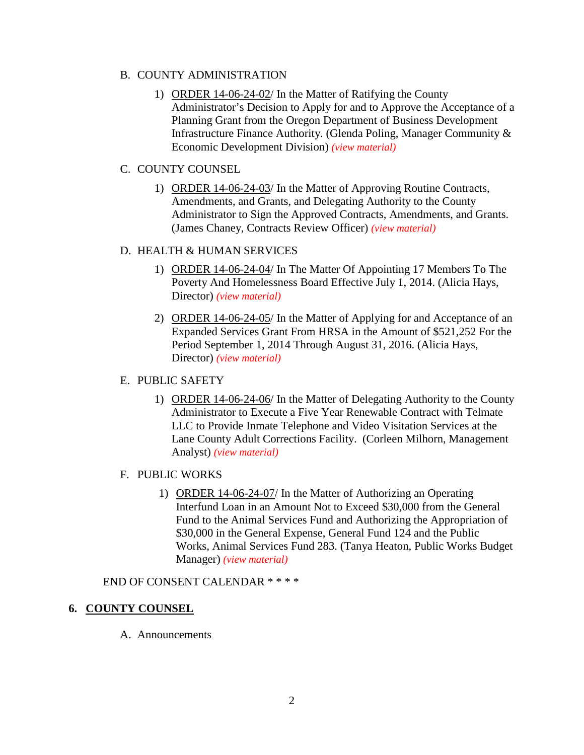B. COUNTY ADMINISTRATION

1) <u>ORDER 14-06-24-02</u>/ In the Matter of Ratifying the County Administrator's Decision to Apply for and to Approve the Acceptance of a Planning Grant from the Oregon Department of Business Development Infrastructure Finance Authority. (Glenda Poling, Manager Community & Economic Development Division) *(view material)*

C. COUNTY COUNSEL

1) <u>ORDER 14-06-24-03</u>/ In the Matter of Approving Routine Contracts, Amendments, and Grants, and Delegating Authority to the County Administrator to Sign the Approved Contracts, Amendments, and Grants. (James Chaney, Contracts Review Officer) *(view material)*

D. HEALTH & HUMAN SERVICES

1) <u>ORDER 14-06-24-04</u>/ In The Matter Of Appointing 17 Members To The Poverty And Homelessness Board Effective July 1, 2014. (Alicia Hays, Director) *(view material)*

2) <u>ORDER 14-06-24-05</u>/ In the Matter of Applying for and Acceptance of an Expanded Services Grant From HRSA in the Amount of $521,252 For the Period September 1, 2014 Through August 31, 2016. (Alicia Hays, Director) *(view material)*

E. PUBLIC SAFETY

1) <u>ORDER 14-06-24-06</u>/ In the Matter of Delegating Authority to the County Administrator to Execute a Five Year Renewable Contract with Telmate LLC to Provide Inmate Telephone and Video Visitation Services at the Lane County Adult Corrections Facility. (Corleen Milhorn, Management Analyst) *(view material)*

F. PUBLIC WORKS

1) <u>ORDER 14-06-24-07</u>/ In the Matter of Authorizing an Operating Interfund Loan in an Amount Not to Exceed $30,000 from the General Fund to the Animal Services Fund and Authorizing the Appropriation of $30,000 in the General Expense, General Fund 124 and the Public Works, Animal Services Fund 283. (Tanya Heaton, Public Works Budget Manager) *(view material)*

END OF CONSENT CALENDAR * * * *

## 6. <u>COUNTY COUNSEL</u>

A. Announcements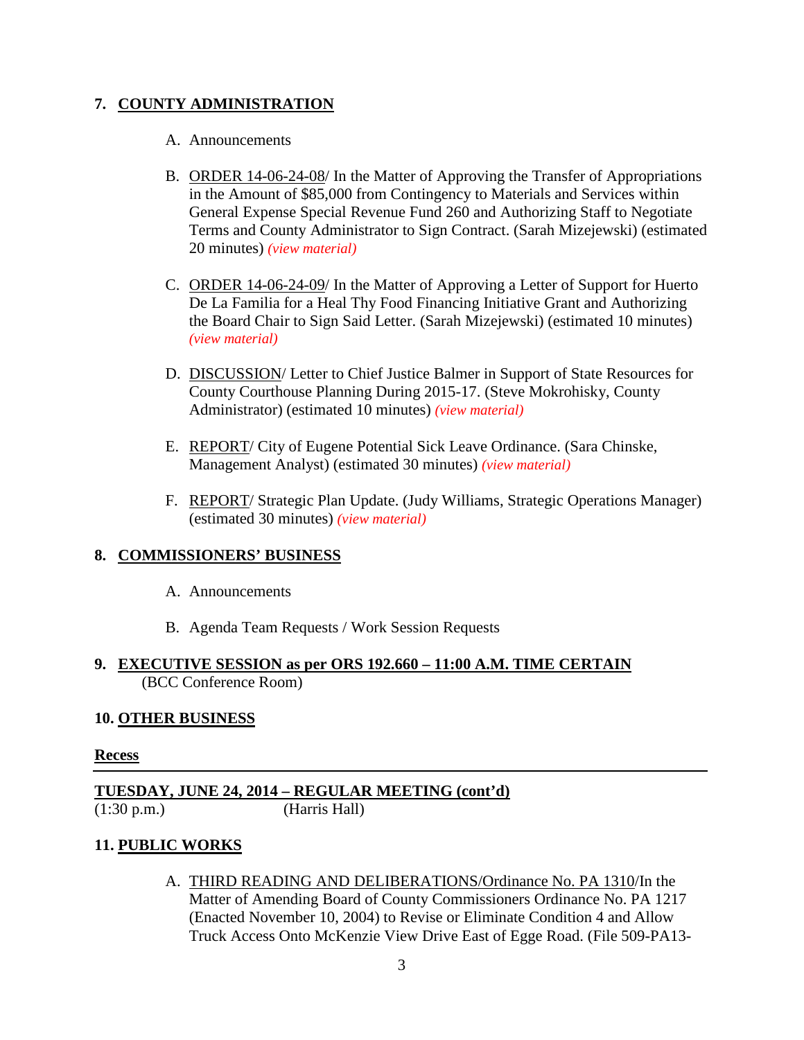## 7. COUNTY ADMINISTRATION

A. Announcements

B. ORDER 14-06-24-08/ In the Matter of Approving the Transfer of Appropriations in the Amount of $85,000 from Contingency to Materials and Services within General Expense Special Revenue Fund 260 and Authorizing Staff to Negotiate Terms and County Administrator to Sign Contract. (Sarah Mizejewski) (estimated 20 minutes) *(view material)*

C. ORDER 14-06-24-09/ In the Matter of Approving a Letter of Support for Huerto De La Familia for a Heal Thy Food Financing Initiative Grant and Authorizing the Board Chair to Sign Said Letter. (Sarah Mizejewski) (estimated 10 minutes) *(view material)*

D. DISCUSSION/ Letter to Chief Justice Balmer in Support of State Resources for County Courthouse Planning During 2015-17. (Steve Mokrohisky, County Administrator) (estimated 10 minutes) *(view material)*

E. REPORT/ City of Eugene Potential Sick Leave Ordinance. (Sara Chinske, Management Analyst) (estimated 30 minutes) *(view material)*

F. REPORT/ Strategic Plan Update. (Judy Williams, Strategic Operations Manager) (estimated 30 minutes) *(view material)*

## 8. COMMISSIONERS' BUSINESS

A. Announcements

B. Agenda Team Requests / Work Session Requests

## 9. EXECUTIVE SESSION as per ORS 192.660 – 11:00 A.M. TIME CERTAIN

(BCC Conference Room)

## 10. OTHER BUSINESS

**Recess**

---

**TUESDAY, JUNE 24, 2014 – REGULAR MEETING (cont'd)**

(1:30 p.m.) (Harris Hall)

## 11. PUBLIC WORKS

A. THIRD READING AND DELIBERATIONS/Ordinance No. PA 1310/In the Matter of Amending Board of County Commissioners Ordinance No. PA 1217 (Enacted November 10, 2004) to Revise or Eliminate Condition 4 and Allow Truck Access Onto McKenzie View Drive East of Egge Road. (File 509-PA13-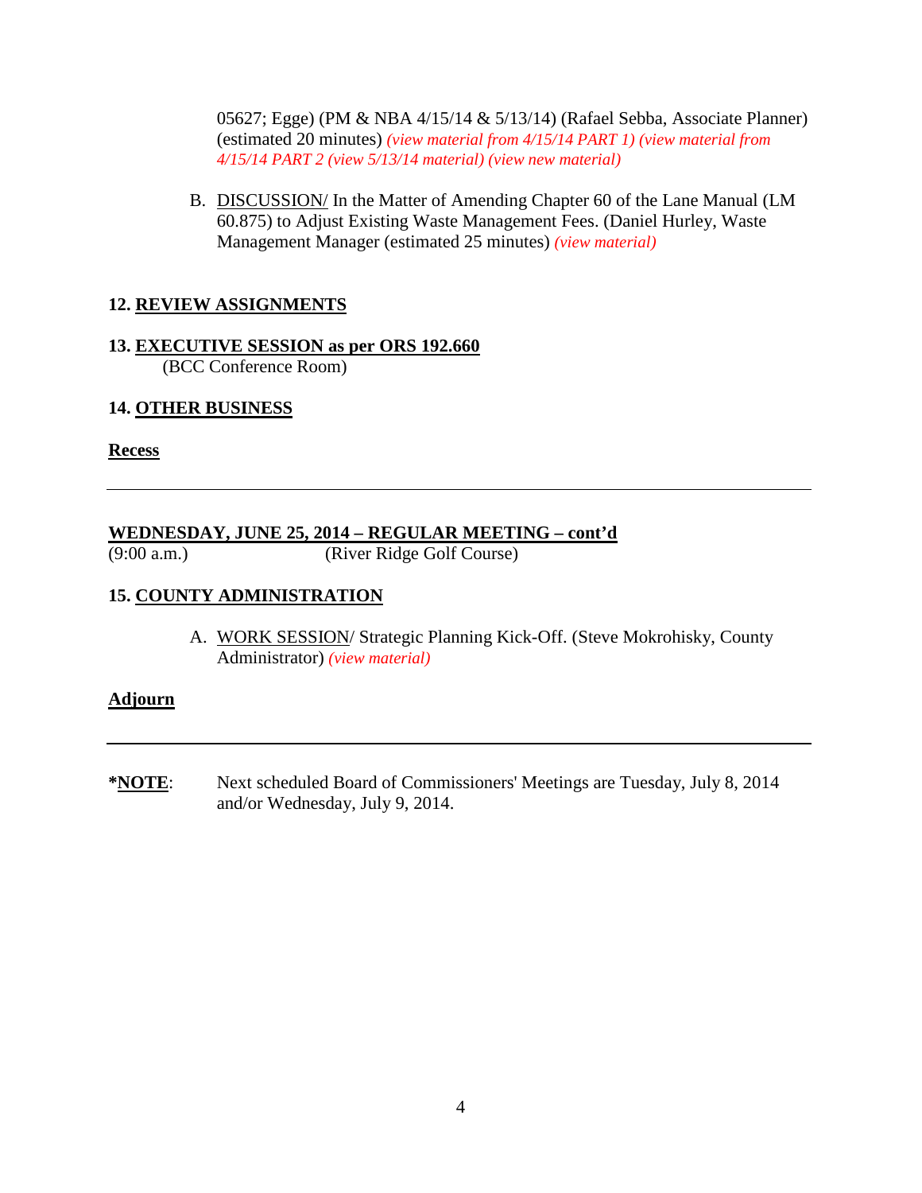05627; Egge) (PM & NBA 4/15/14 & 5/13/14) (Rafael Sebba, Associate Planner) (estimated 20 minutes) *(view material from 4/15/14 PART 1) (view material from 4/15/14 PART 2 (view 5/13/14 material) (view new material)*

B. DISCUSSION/ In the Matter of Amending Chapter 60 of the Lane Manual (LM 60.875) to Adjust Existing Waste Management Fees. (Daniel Hurley, Waste Management Manager (estimated 25 minutes) *(view material)*

**12. REVIEW ASSIGNMENTS**

**13. EXECUTIVE SESSION as per ORS 192.660**
(BCC Conference Room)

**14. OTHER BUSINESS**

**Recess**

---

**WEDNESDAY, JUNE 25, 2014 – REGULAR MEETING – cont'd**
(9:00 a.m.) (River Ridge Golf Course)

**15. COUNTY ADMINISTRATION**

A. WORK SESSION/ Strategic Planning Kick-Off. (Steve Mokrohisky, County Administrator) *(view material)*

**Adjourn**

---

***NOTE**: Next scheduled Board of Commissioners' Meetings are Tuesday, July 8, 2014 and/or Wednesday, July 9, 2014.